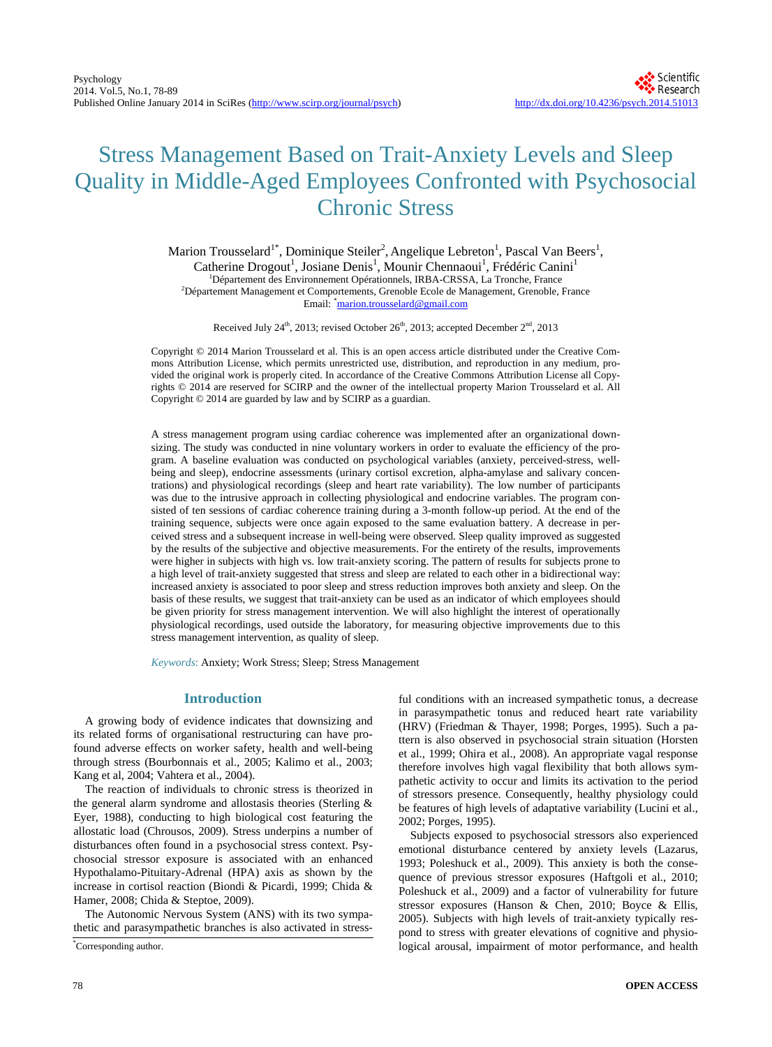# Stress Management Based on Trait-Anxiety Levels and Sleep Quality in Middle-Aged Employees Confronted with Psychosocial Chronic Stress

Marion Trousselard[1*], Dominique Steiler[2], Angelique Lebreton[1], Pascal Van Beers[1], Catherine Drogout[1], Josiane Denis[1], Mounir Chennaoui[1], Frédéric Canini[1]

[1]Département des Environnement Opérationnels, IRBA-CRSSA, La Tronche, France
[2]Département Management et Comportements, Grenoble Ecole de Management, Grenoble, France
Email: [*]marion.trousselard@gmail.com

Received July 24th, 2013; revised October 26th, 2013; accepted December 2nd, 2013

Copyright © 2014 Marion Trousselard et al. This is an open access article distributed under the Creative Commons Attribution License, which permits unrestricted use, distribution, and reproduction in any medium, provided the original work is properly cited. In accordance of the Creative Commons Attribution License all Copyrights © 2014 are reserved for SCIRP and the owner of the intellectual property Marion Trousselard et al. All Copyright © 2014 are guarded by law and by SCIRP as a guardian.

A stress management program using cardiac coherence was implemented after an organizational downsizing. The study was conducted in nine voluntary workers in order to evaluate the efficiency of the program. A baseline evaluation was conducted on psychological variables (anxiety, perceived-stress, well-being and sleep), endocrine assessments (urinary cortisol excretion, alpha-amylase and salivary concentrations) and physiological recordings (sleep and heart rate variability). The low number of participants was due to the intrusive approach in collecting physiological and endocrine variables. The program consisted of ten sessions of cardiac coherence training during a 3-month follow-up period. At the end of the training sequence, subjects were once again exposed to the same evaluation battery. A decrease in perceived stress and a subsequent increase in well-being were observed. Sleep quality improved as suggested by the results of the subjective and objective measurements. For the entirety of the results, improvements were higher in subjects with high vs. low trait-anxiety scoring. The pattern of results for subjects prone to a high level of trait-anxiety suggested that stress and sleep are related to each other in a bidirectional way: increased anxiety is associated to poor sleep and stress reduction improves both anxiety and sleep. On the basis of these results, we suggest that trait-anxiety can be used as an indicator of which employees should be given priority for stress management intervention. We will also highlight the interest of operationally physiological recordings, used outside the laboratory, for measuring objective improvements due to this stress management intervention, as quality of sleep.

*Keywords*: Anxiety; Work Stress; Sleep; Stress Management

## Introduction

A growing body of evidence indicates that downsizing and its related forms of organisational restructuring can have profound adverse effects on worker safety, health and well-being through stress (Bourbonnais et al., 2005; Kalimo et al., 2003; Kang et al, 2004; Vahtera et al., 2004).

The reaction of individuals to chronic stress is theorized in the general alarm syndrome and allostasis theories (Sterling & Eyer, 1988), conducting to high biological cost featuring the allostatic load (Chrousos, 2009). Stress underpins a number of disturbances often found in a psychosocial stress context. Psychosocial stressor exposure is associated with an enhanced Hypothalamo-Pituitary-Adrenal (HPA) axis as shown by the increase in cortisol reaction (Biondi & Picardi, 1999; Chida & Hamer, 2008; Chida & Steptoe, 2009).

The Autonomic Nervous System (ANS) with its two sympathetic and parasympathetic branches is also activated in stressful conditions with an increased sympathetic tonus, a decrease in parasympathetic tonus and reduced heart rate variability (HRV) (Friedman & Thayer, 1998; Porges, 1995). Such a pattern is also observed in psychosocial strain situation (Horsten et al., 1999; Ohira et al., 2008). An appropriate vagal response therefore involves high vagal flexibility that both allows sympathetic activity to occur and limits its activation to the period of stressors presence. Consequently, healthy physiology could be features of high levels of adaptative variability (Lucini et al., 2002; Porges, 1995).

Subjects exposed to psychosocial stressors also experienced emotional disturbance centered by anxiety levels (Lazarus, 1993; Poleshuck et al., 2009). This anxiety is both the consequence of previous stressor exposures (Haftgoli et al., 2010; Poleshuck et al., 2009) and a factor of vulnerability for future stressor exposures (Hanson & Chen, 2010; Boyce & Ellis, 2005). Subjects with high levels of trait-anxiety typically respond to stress with greater elevations of cognitive and physiological arousal, impairment of motor performance, and health

[*]Corresponding author.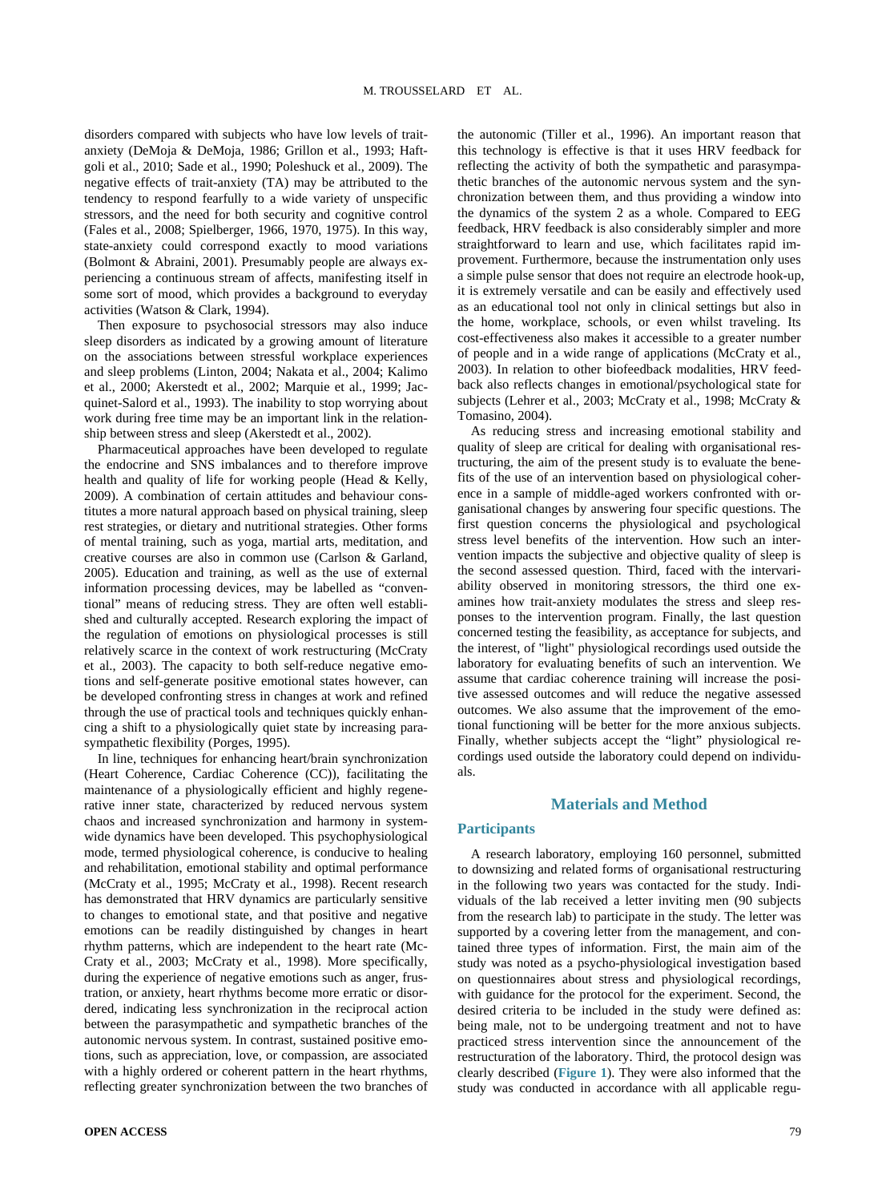disorders compared with subjects who have low levels of trait-anxiety (DeMoja & DeMoja, 1986; Grillon et al., 1993; Haftgoli et al., 2010; Sade et al., 1990; Poleshuck et al., 2009). The negative effects of trait-anxiety (TA) may be attributed to the tendency to respond fearfully to a wide variety of unspecific stressors, and the need for both security and cognitive control (Fales et al., 2008; Spielberger, 1966, 1970, 1975). In this way, state-anxiety could correspond exactly to mood variations (Bolmont & Abraini, 2001). Presumably people are always experiencing a continuous stream of affects, manifesting itself in some sort of mood, which provides a background to everyday activities (Watson & Clark, 1994).

Then exposure to psychosocial stressors may also induce sleep disorders as indicated by a growing amount of literature on the associations between stressful workplace experiences and sleep problems (Linton, 2004; Nakata et al., 2004; Kalimo et al., 2000; Akerstedt et al., 2002; Marquie et al., 1999; Jacquinet-Salord et al., 1993). The inability to stop worrying about work during free time may be an important link in the relationship between stress and sleep (Akerstedt et al., 2002).

Pharmaceutical approaches have been developed to regulate the endocrine and SNS imbalances and to therefore improve health and quality of life for working people (Head & Kelly, 2009). A combination of certain attitudes and behaviour constitutes a more natural approach based on physical training, sleep rest strategies, or dietary and nutritional strategies. Other forms of mental training, such as yoga, martial arts, meditation, and creative courses are also in common use (Carlson & Garland, 2005). Education and training, as well as the use of external information processing devices, may be labelled as "conventional" means of reducing stress. They are often well established and culturally accepted. Research exploring the impact of the regulation of emotions on physiological processes is still relatively scarce in the context of work restructuring (McCraty et al., 2003). The capacity to both self-reduce negative emotions and self-generate positive emotional states however, can be developed confronting stress in changes at work and refined through the use of practical tools and techniques quickly enhancing a shift to a physiologically quiet state by increasing parasympathetic flexibility (Porges, 1995).

In line, techniques for enhancing heart/brain synchronization (Heart Coherence, Cardiac Coherence (CC)), facilitating the maintenance of a physiologically efficient and highly regenerative inner state, characterized by reduced nervous system chaos and increased synchronization and harmony in system-wide dynamics have been developed. This psychophysiological mode, termed physiological coherence, is conducive to healing and rehabilitation, emotional stability and optimal performance (McCraty et al., 1995; McCraty et al., 1998). Recent research has demonstrated that HRV dynamics are particularly sensitive to changes to emotional state, and that positive and negative emotions can be readily distinguished by changes in heart rhythm patterns, which are independent to the heart rate (McCraty et al., 2003; McCraty et al., 1998). More specifically, during the experience of negative emotions such as anger, frustration, or anxiety, heart rhythms become more erratic or disordered, indicating less synchronization in the reciprocal action between the parasympathetic and sympathetic branches of the autonomic nervous system. In contrast, sustained positive emotions, such as appreciation, love, or compassion, are associated with a highly ordered or coherent pattern in the heart rhythms, reflecting greater synchronization between the two branches of the autonomic (Tiller et al., 1996). An important reason that this technology is effective is that it uses HRV feedback for reflecting the activity of both the sympathetic and parasympathetic branches of the autonomic nervous system and the synchronization between them, and thus providing a window into the dynamics of the system 2 as a whole. Compared to EEG feedback, HRV feedback is also considerably simpler and more straightforward to learn and use, which facilitates rapid improvement. Furthermore, because the instrumentation only uses a simple pulse sensor that does not require an electrode hook-up, it is extremely versatile and can be easily and effectively used as an educational tool not only in clinical settings but also in the home, workplace, schools, or even whilst traveling. Its cost-effectiveness also makes it accessible to a greater number of people and in a wide range of applications (McCraty et al., 2003). In relation to other biofeedback modalities, HRV feedback also reflects changes in emotional/psychological state for subjects (Lehrer et al., 2003; McCraty et al., 1998; McCraty & Tomasino, 2004).

As reducing stress and increasing emotional stability and quality of sleep are critical for dealing with organisational restructuring, the aim of the present study is to evaluate the benefits of the use of an intervention based on physiological coherence in a sample of middle-aged workers confronted with organisational changes by answering four specific questions. The first question concerns the physiological and psychological stress level benefits of the intervention. How such an intervention impacts the subjective and objective quality of sleep is the second assessed question. Third, faced with the intervariability observed in monitoring stressors, the third one examines how trait-anxiety modulates the stress and sleep responses to the intervention program. Finally, the last question concerned testing the feasibility, as acceptance for subjects, and the interest, of "light" physiological recordings used outside the laboratory for evaluating benefits of such an intervention. We assume that cardiac coherence training will increase the positive assessed outcomes and will reduce the negative assessed outcomes. We also assume that the improvement of the emotional functioning will be better for the more anxious subjects. Finally, whether subjects accept the "light" physiological recordings used outside the laboratory could depend on individuals.

## Materials and Method

### Participants

A research laboratory, employing 160 personnel, submitted to downsizing and related forms of organisational restructuring in the following two years was contacted for the study. Individuals of the lab received a letter inviting men (90 subjects from the research lab) to participate in the study. The letter was supported by a covering letter from the management, and contained three types of information. First, the main aim of the study was noted as a psycho-physiological investigation based on questionnaires about stress and physiological recordings, with guidance for the protocol for the experiment. Second, the desired criteria to be included in the study were defined as: being male, not to be undergoing treatment and not to have practiced stress intervention since the announcement of the restructuration of the laboratory. Third, the protocol design was clearly described (**Figure 1**). They were also informed that the study was conducted in accordance with all applicable regu-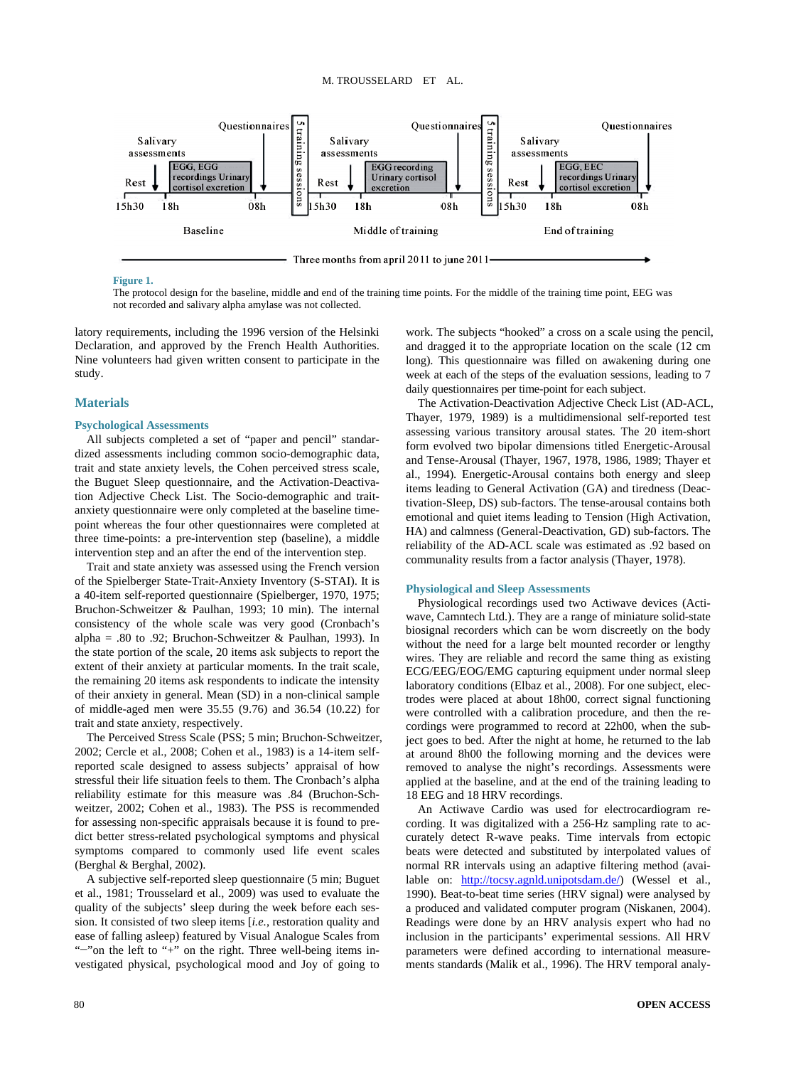**Figure 1.**
The protocol design for the baseline, middle and end of the training time points. For the middle of the training time point, EEG was not recorded and salivary alpha amylase was not collected.

latory requirements, including the 1996 version of the Helsinki Declaration, and approved by the French Health Authorities. Nine volunteers had given written consent to participate in the study.

## Materials

### Psychological Assessments

All subjects completed a set of "paper and pencil" standardized assessments including common socio-demographic data, trait and state anxiety levels, the Cohen perceived stress scale, the Buguet Sleep questionnaire, and the Activation-Deactivation Adjective Check List. The Socio-demographic and trait-anxiety questionnaire were only completed at the baseline time-point whereas the four other questionnaires were completed at three time-points: a pre-intervention step (baseline), a middle intervention step and an after the end of the intervention step.

Trait and state anxiety was assessed using the French version of the Spielberger State-Trait-Anxiety Inventory (S-STAI). It is a 40-item self-reported questionnaire (Spielberger, 1970, 1975; Bruchon-Schweitzer & Paulhan, 1993; 10 min). The internal consistency of the whole scale was very good (Cronbach's alpha = .80 to .92; Bruchon-Schweitzer & Paulhan, 1993). In the state portion of the scale, 20 items ask subjects to report the extent of their anxiety at particular moments. In the trait scale, the remaining 20 items ask respondents to indicate the intensity of their anxiety in general. Mean (SD) in a non-clinical sample of middle-aged men were 35.55 (9.76) and 36.54 (10.22) for trait and state anxiety, respectively.

The Perceived Stress Scale (PSS; 5 min; Bruchon-Schweitzer, 2002; Cercle et al., 2008; Cohen et al., 1983) is a 14-item self-reported scale designed to assess subjects' appraisal of how stressful their life situation feels to them. The Cronbach's alpha reliability estimate for this measure was .84 (Bruchon-Schweitzer, 2002; Cohen et al., 1983). The PSS is recommended for assessing non-specific appraisals because it is found to predict better stress-related psychological symptoms and physical symptoms compared to commonly used life event scales (Berghal & Berghal, 2002).

A subjective self-reported sleep questionnaire (5 min; Buguet et al., 1981; Trousselard et al., 2009) was used to evaluate the quality of the subjects' sleep during the week before each session. It consisted of two sleep items [*i.e.*, restoration quality and ease of falling asleep) featured by Visual Analogue Scales from "−"on the left to "+" on the right. Three well-being items investigated physical, psychological mood and Joy of going to work. The subjects "hooked" a cross on a scale using the pencil, and dragged it to the appropriate location on the scale (12 cm long). This questionnaire was filled on awakening during one week at each of the steps of the evaluation sessions, leading to 7 daily questionnaires per time-point for each subject.

The Activation-Deactivation Adjective Check List (AD-ACL, Thayer, 1979, 1989) is a multidimensional self-reported test assessing various transitory arousal states. The 20 item-short form evolved two bipolar dimensions titled Energetic-Arousal and Tense-Arousal (Thayer, 1967, 1978, 1986, 1989; Thayer et al., 1994). Energetic-Arousal contains both energy and sleep items leading to General Activation (GA) and tiredness (Deactivation-Sleep, DS) sub-factors. The tense-arousal contains both emotional and quiet items leading to Tension (High Activation, HA) and calmness (General-Deactivation, GD) sub-factors. The reliability of the AD-ACL scale was estimated as .92 based on community results from a factor analysis (Thayer, 1978).

### Physiological and Sleep Assessments

Physiological recordings used two Actiwave devices (Actiwave, Camntech Ltd.). They are a range of miniature solid-state biosignal recorders which can be worn discreetly on the body without the need for a large belt mounted recorder or lengthy wires. They are reliable and record the same thing as existing ECG/EEG/EOG/EMG capturing equipment under normal sleep laboratory conditions (Elbaz et al., 2008). For one subject, electrodes were placed at about 18h00, correct signal functioning were controlled with a calibration procedure, and then the recordings were programmed to record at 22h00, when the subject goes to bed. After the night at home, he returned to the lab at around 8h00 the following morning and the devices were removed to analyse the night's recordings. Assessments were applied at the baseline, and at the end of the training leading to 18 EEG and 18 HRV recordings.

An Actiwave Cardio was used for electrocardiogram recording. It was digitalized with a 256-Hz sampling rate to accurately detect R-wave peaks. Time intervals from ectopic beats were detected and substituted by interpolated values of normal RR intervals using an adaptive filtering method (available on: http://tocsy.agnld.unipotsdam.de/) (Wessel et al., 1990). Beat-to-beat time series (HRV signal) were analysed by a produced and validated computer program (Niskanen, 2004). Readings were done by an HRV analysis expert who had no inclusion in the participants' experimental sessions. All HRV parameters were defined according to international measurements standards (Malik et al., 1996). The HRV temporal analy-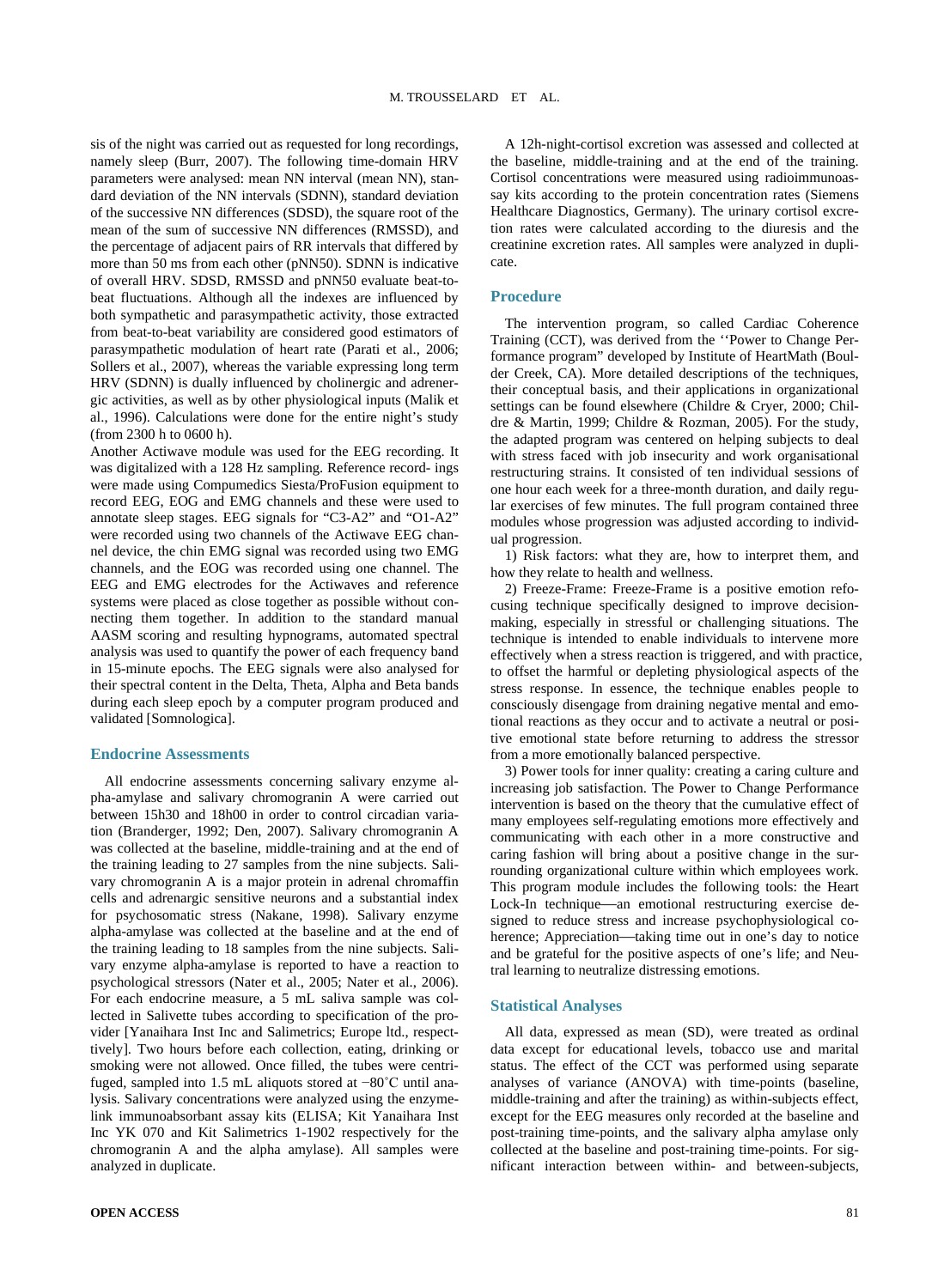sis of the night was carried out as requested for long recordings, namely sleep (Burr, 2007). The following time-domain HRV parameters were analysed: mean NN interval (mean NN), standard deviation of the NN intervals (SDNN), standard deviation of the successive NN differences (SDSD), the square root of the mean of the sum of successive NN differences (RMSSD), and the percentage of adjacent pairs of RR intervals that differed by more than 50 ms from each other (pNN50). SDNN is indicative of overall HRV. SDSD, RMSSD and pNN50 evaluate beat-to-beat fluctuations. Although all the indexes are influenced by both sympathetic and parasympathetic activity, those extracted from beat-to-beat variability are considered good estimators of parasympathetic modulation of heart rate (Parati et al., 2006; Sollers et al., 2007), whereas the variable expressing long term HRV (SDNN) is dually influenced by cholinergic and adrenergic activities, as well as by other physiological inputs (Malik et al., 1996). Calculations were done for the entire night's study (from 2300 h to 0600 h).

Another Actiwave module was used for the EEG recording. It was digitalized with a 128 Hz sampling. Reference record- ings were made using Compumedics Siesta/ProFusion equipment to record EEG, EOG and EMG channels and these were used to annotate sleep stages. EEG signals for "C3-A2" and "O1-A2" were recorded using two channels of the Actiwave EEG channel device, the chin EMG signal was recorded using two EMG channels, and the EOG was recorded using one channel. The EEG and EMG electrodes for the Actiwaves and reference systems were placed as close together as possible without connecting them together. In addition to the standard manual AASM scoring and resulting hypnograms, automated spectral analysis was used to quantify the power of each frequency band in 15-minute epochs. The EEG signals were also analysed for their spectral content in the Delta, Theta, Alpha and Beta bands during each sleep epoch by a computer program produced and validated [Somnologica].

## Endocrine Assessments

All endocrine assessments concerning salivary enzyme alpha-amylase and salivary chromogranin A were carried out between 15h30 and 18h00 in order to control circadian variation (Branderger, 1992; Den, 2007). Salivary chromogranin A was collected at the baseline, middle-training and at the end of the training leading to 27 samples from the nine subjects. Salivary chromogranin A is a major protein in adrenal chromaffin cells and adrenargic sensitive neurons and a substantial index for psychosomatic stress (Nakane, 1998). Salivary enzyme alpha-amylase was collected at the baseline and at the end of the training leading to 18 samples from the nine subjects. Salivary enzyme alpha-amylase is reported to have a reaction to psychological stressors (Nater et al., 2005; Nater et al., 2006). For each endocrine measure, a 5 mL saliva sample was collected in Salivette tubes according to specification of the provider [Yanaihara Inst Inc and Salimetrics; Europe ltd., respecttively]. Two hours before each collection, eating, drinking or smoking were not allowed. Once filled, the tubes were centrifuged, sampled into 1.5 mL aliquots stored at −80˚C until analysis. Salivary concentrations were analyzed using the enzyme-link immunoabsorbant assay kits (ELISA; Kit Yanaihara Inst Inc YK 070 and Kit Salimetrics 1-1902 respectively for the chromogranin A and the alpha amylase). All samples were analyzed in duplicate.

A 12h-night-cortisol excretion was assessed and collected at the baseline, middle-training and at the end of the training. Cortisol concentrations were measured using radioimmunoassay kits according to the protein concentration rates (Siemens Healthcare Diagnostics, Germany). The urinary cortisol excretion rates were calculated according to the diuresis and the creatinine excretion rates. All samples were analyzed in duplicate.

## Procedure

The intervention program, so called Cardiac Coherence Training (CCT), was derived from the ''Power to Change Performance program" developed by Institute of HeartMath (Boulder Creek, CA). More detailed descriptions of the techniques, their conceptual basis, and their applications in organizational settings can be found elsewhere (Childre & Cryer, 2000; Childre & Martin, 1999; Childre & Rozman, 2005). For the study, the adapted program was centered on helping subjects to deal with stress faced with job insecurity and work organisational restructuring strains. It consisted of ten individual sessions of one hour each week for a three-month duration, and daily regular exercises of few minutes. The full program contained three modules whose progression was adjusted according to individual progression.

1) Risk factors: what they are, how to interpret them, and how they relate to health and wellness.

2) Freeze-Frame: Freeze-Frame is a positive emotion refocusing technique specifically designed to improve decision-making, especially in stressful or challenging situations. The technique is intended to enable individuals to intervene more effectively when a stress reaction is triggered, and with practice, to offset the harmful or depleting physiological aspects of the stress response. In essence, the technique enables people to consciously disengage from draining negative mental and emotional reactions as they occur and to activate a neutral or positive emotional state before returning to address the stressor from a more emotionally balanced perspective.

3) Power tools for inner quality: creating a caring culture and increasing job satisfaction. The Power to Change Performance intervention is based on the theory that the cumulative effect of many employees self-regulating emotions more effectively and communicating with each other in a more constructive and caring fashion will bring about a positive change in the surrounding organizational culture within which employees work. This program module includes the following tools: the Heart Lock-In technique—an emotional restructuring exercise designed to reduce stress and increase psychophysiological coherence; Appreciation—taking time out in one's day to notice and be grateful for the positive aspects of one's life; and Neutral learning to neutralize distressing emotions.

## Statistical Analyses

All data, expressed as mean (SD), were treated as ordinal data except for educational levels, tobacco use and marital status. The effect of the CCT was performed using separate analyses of variance (ANOVA) with time-points (baseline, middle-training and after the training) as within-subjects effect, except for the EEG measures only recorded at the baseline and post-training time-points, and the salivary alpha amylase only collected at the baseline and post-training time-points. For significant interaction between within- and between-subjects,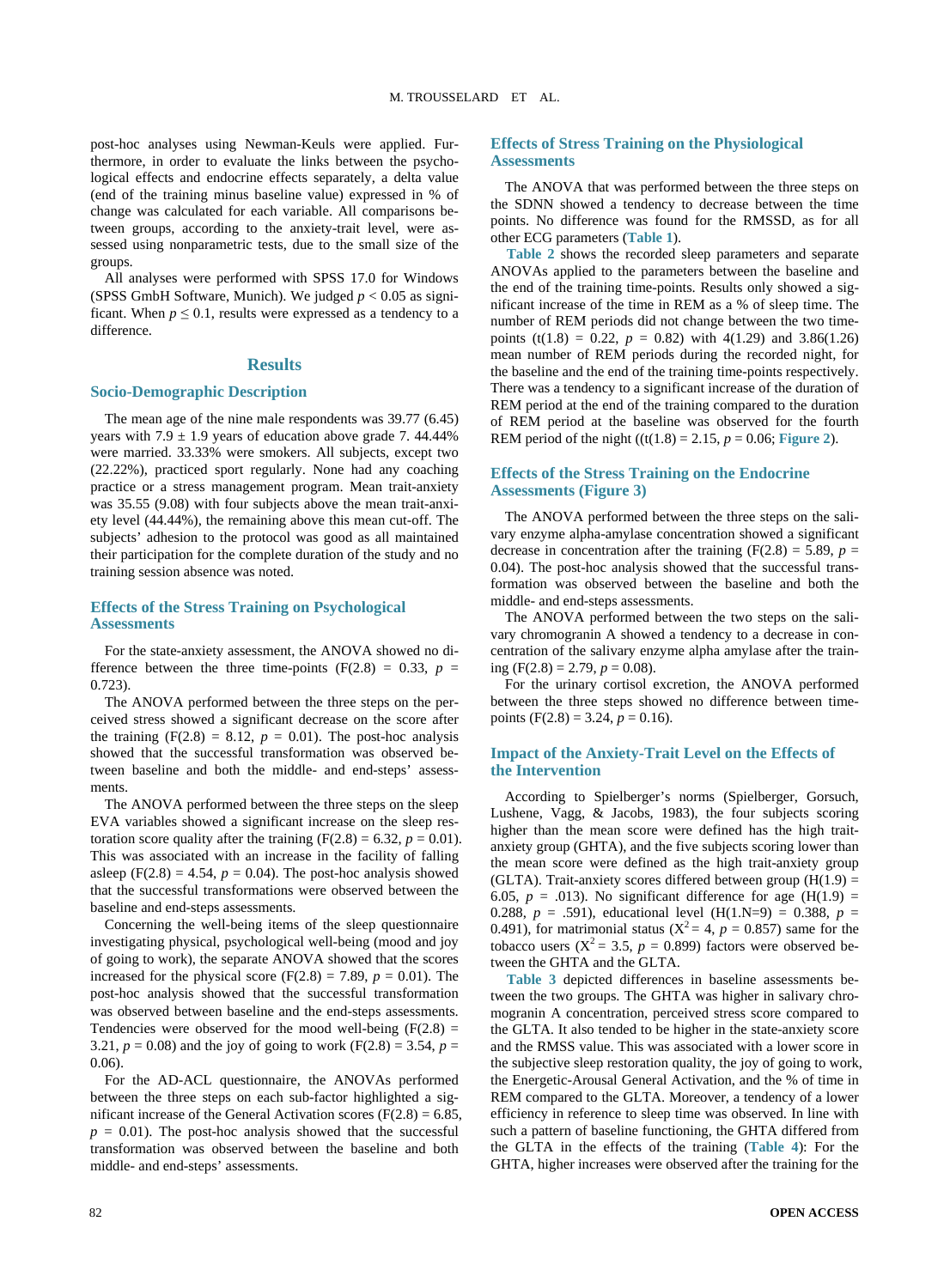post-hoc analyses using Newman-Keuls were applied. Furthermore, in order to evaluate the links between the psychological effects and endocrine effects separately, a delta value (end of the training minus baseline value) expressed in % of change was calculated for each variable. All comparisons between groups, according to the anxiety-trait level, were assessed using nonparametric tests, due to the small size of the groups.

All analyses were performed with SPSS 17.0 for Windows (SPSS GmbH Software, Munich). We judged $p < 0.05$ as significant. When $p \leq 0.1$, results were expressed as a tendency to a difference.

## Results

### Socio-Demographic Description

The mean age of the nine male respondents was 39.77 (6.45) years with 7.9 ± 1.9 years of education above grade 7. 44.44% were married. 33.33% were smokers. All subjects, except two (22.22%), practiced sport regularly. None had any coaching practice or a stress management program. Mean trait-anxiety was 35.55 (9.08) with four subjects above the mean trait-anxiety level (44.44%), the remaining above this mean cut-off. The subjects' adhesion to the protocol was good as all maintained their participation for the complete duration of the study and no training session absence was noted.

### Effects of the Stress Training on Psychological Assessments

For the state-anxiety assessment, the ANOVA showed no difference between the three time-points ($F(2.8) = 0.33$, $p = 0.723$).

The ANOVA performed between the three steps on the perceived stress showed a significant decrease on the score after the training ($F(2.8) = 8.12$, $p = 0.01$). The post-hoc analysis showed that the successful transformation was observed between baseline and both the middle- and end-steps' assessments.

The ANOVA performed between the three steps on the sleep EVA variables showed a significant increase on the sleep restoration score quality after the training ($F(2.8) = 6.32$, $p = 0.01$). This was associated with an increase in the facility of falling asleep ($F(2.8) = 4.54$, $p = 0.04$). The post-hoc analysis showed that the successful transformations were observed between the baseline and end-steps assessments.

Concerning the well-being items of the sleep questionnaire investigating physical, psychological well-being (mood and joy of going to work), the separate ANOVA showed that the scores increased for the physical score ($F(2.8) = 7.89$, $p = 0.01$). The post-hoc analysis showed that the successful transformation was observed between baseline and the end-steps assessments. Tendencies were observed for the mood well-being ($F(2.8) = 3.21$, $p = 0.08$) and the joy of going to work ($F(2.8) = 3.54$, $p = 0.06$).

For the AD-ACL questionnaire, the ANOVAs performed between the three steps on each sub-factor highlighted a significant increase of the General Activation scores ($F(2.8) = 6.85$, $p = 0.01$). The post-hoc analysis showed that the successful transformation was observed between the baseline and both middle- and end-steps' assessments.

### Effects of Stress Training on the Physiological Assessments

The ANOVA that was performed between the three steps on the SDNN showed a tendency to decrease between the time points. No difference was found for the RMSSD, as for all other ECG parameters (**Table 1**).

**Table 2** shows the recorded sleep parameters and separate ANOVAs applied to the parameters between the baseline and the end of the training time-points. Results only showed a significant increase of the time in REM as a % of sleep time. The number of REM periods did not change between the two time-points ($t(1.8) = 0.22$, $p = 0.82$) with 4(1.29) and 3.86(1.26) mean number of REM periods during the recorded night, for the baseline and the end of the training time-points respectively. There was a tendency to a significant increase of the duration of REM period at the end of the training compared to the duration of REM period at the baseline was observed for the fourth REM period of the night (($t(1.8) = 2.15$, $p = 0.06$; **Figure 2**).

### Effects of the Stress Training on the Endocrine Assessments (Figure 3)

The ANOVA performed between the three steps on the salivary enzyme alpha-amylase concentration showed a significant decrease in concentration after the training ($F(2.8) = 5.89$, $p = 0.04$). The post-hoc analysis showed that the successful transformation was observed between the baseline and both the middle- and end-steps assessments.

The ANOVA performed between the two steps on the salivary chromogranin A showed a tendency to a decrease in concentration of the salivary enzyme alpha amylase after the training ($F(2.8) = 2.79$, $p = 0.08$).

For the urinary cortisol excretion, the ANOVA performed between the three steps showed no difference between time-points ($F(2.8) = 3.24$, $p = 0.16$).

### Impact of the Anxiety-Trait Level on the Effects of the Intervention

According to Spielberger's norms (Spielberger, Gorsuch, Lushene, Vagg, & Jacobs, 1983), the four subjects scoring higher than the mean score were defined has the high trait-anxiety group (GHTA), and the five subjects scoring lower than the mean score were defined as the high trait-anxiety group (GLTA). Trait-anxiety scores differed between group ($H(1.9) = 6.05$, $p = .013$). No significant difference for age ($H(1.9) = 0.288$, $p = .591$), educational level ($H(1.N=9) = 0.388$, $p = 0.491$), for matrimonial status ($X^2 = 4$, $p = 0.857$) same for the tobacco users ($X^2 = 3.5$, $p = 0.899$) factors were observed between the GHTA and the GLTA.

**Table 3** depicted differences in baseline assessments between the two groups. The GHTA was higher in salivary chromogranin A concentration, perceived stress score compared to the GLTA. It also tended to be higher in the state-anxiety score and the RMSS value. This was associated with a lower score in the subjective sleep restoration quality, the joy of going to work, the Energetic-Arousal General Activation, and the % of time in REM compared to the GLTA. Moreover, a tendency of a lower efficiency in reference to sleep time was observed. In line with such a pattern of baseline functioning, the GHTA differed from the GLTA in the effects of the training (**Table 4**): For the GHTA, higher increases were observed after the training for the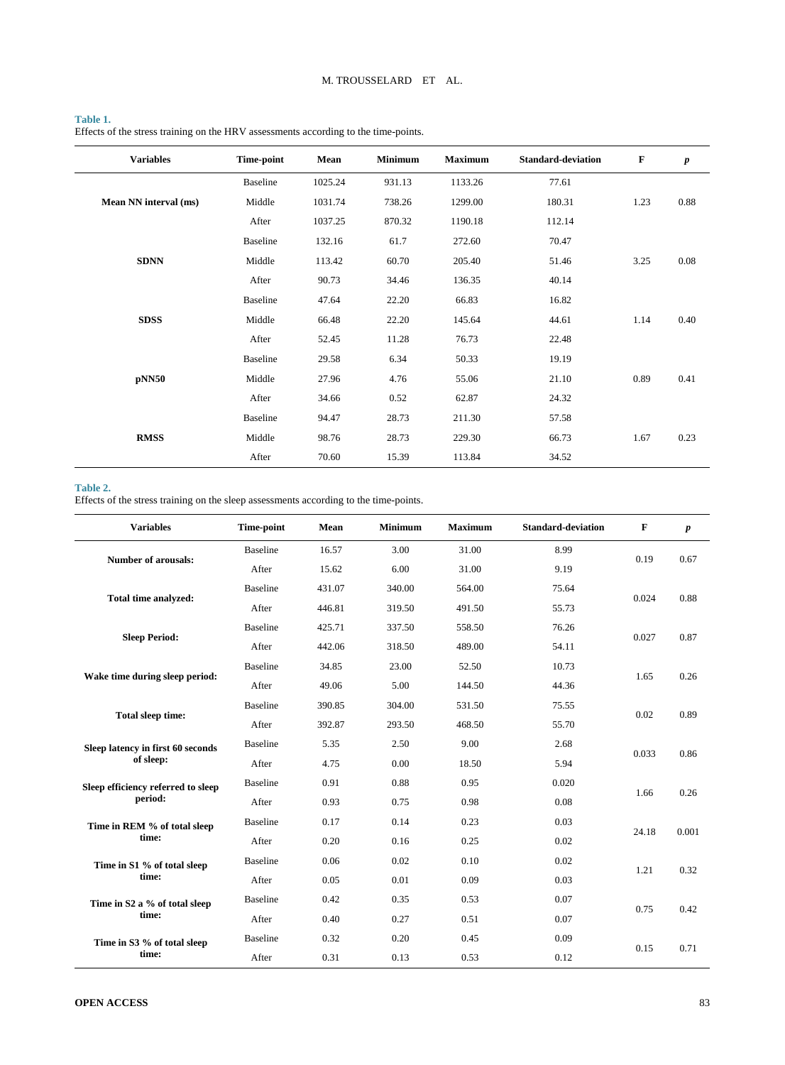**Table 1.**
Effects of the stress training on the HRV assessments according to the time-points.

| Variables | Time-point | Mean | Minimum | Maximum | Standard-deviation | F | *p* |
|---|---|---|---|---|---|---|---|
| | Baseline | 1025.24 | 931.13 | 1133.26 | 77.61 | | |
| **Mean NN interval (ms)** | Middle | 1031.74 | 738.26 | 1299.00 | 180.31 | 1.23 | 0.88 |
| | After | 1037.25 | 870.32 | 1190.18 | 112.14 | | |
| | Baseline | 132.16 | 61.7 | 272.60 | 70.47 | | |
| **SDNN** | Middle | 113.42 | 60.70 | 205.40 | 51.46 | 3.25 | 0.08 |
| | After | 90.73 | 34.46 | 136.35 | 40.14 | | |
| | Baseline | 47.64 | 22.20 | 66.83 | 16.82 | | |
| **SDSS** | Middle | 66.48 | 22.20 | 145.64 | 44.61 | 1.14 | 0.40 |
| | After | 52.45 | 11.28 | 76.73 | 22.48 | | |
| | Baseline | 29.58 | 6.34 | 50.33 | 19.19 | | |
| **pNN50** | Middle | 27.96 | 4.76 | 55.06 | 21.10 | 0.89 | 0.41 |
| | After | 34.66 | 0.52 | 62.87 | 24.32 | | |
| | Baseline | 94.47 | 28.73 | 211.30 | 57.58 | | |
| **RMSS** | Middle | 98.76 | 28.73 | 229.30 | 66.73 | 1.67 | 0.23 |
| | After | 70.60 | 15.39 | 113.84 | 34.52 | | |

**Table 2.**
Effects of the stress training on the sleep assessments according to the time-points.

| Variables | Time-point | Mean | Minimum | Maximum | Standard-deviation | F | *p* |
|---|---|---|---|---|---|---|---|
| **Number of arousals:** | Baseline | 16.57 | 3.00 | 31.00 | 8.99 | 0.19 | 0.67 |
| | After | 15.62 | 6.00 | 31.00 | 9.19 | | |
| **Total time analyzed:** | Baseline | 431.07 | 340.00 | 564.00 | 75.64 | 0.024 | 0.88 |
| | After | 446.81 | 319.50 | 491.50 | 55.73 | | |
| **Sleep Period:** | Baseline | 425.71 | 337.50 | 558.50 | 76.26 | 0.027 | 0.87 |
| | After | 442.06 | 318.50 | 489.00 | 54.11 | | |
| **Wake time during sleep period:** | Baseline | 34.85 | 23.00 | 52.50 | 10.73 | 1.65 | 0.26 |
| | After | 49.06 | 5.00 | 144.50 | 44.36 | | |
| **Total sleep time:** | Baseline | 390.85 | 304.00 | 531.50 | 75.55 | 0.02 | 0.89 |
| | After | 392.87 | 293.50 | 468.50 | 55.70 | | |
| **Sleep latency in first 60 seconds of sleep:** | Baseline | 5.35 | 2.50 | 9.00 | 2.68 | 0.033 | 0.86 |
| | After | 4.75 | 0.00 | 18.50 | 5.94 | | |
| **Sleep efficiency referred to sleep period:** | Baseline | 0.91 | 0.88 | 0.95 | 0.020 | 1.66 | 0.26 |
| | After | 0.93 | 0.75 | 0.98 | 0.08 | | |
| **Time in REM % of total sleep time:** | Baseline | 0.17 | 0.14 | 0.23 | 0.03 | 24.18 | 0.001 |
| | After | 0.20 | 0.16 | 0.25 | 0.02 | | |
| **Time in S1 % of total sleep time:** | Baseline | 0.06 | 0.02 | 0.10 | 0.02 | 1.21 | 0.32 |
| | After | 0.05 | 0.01 | 0.09 | 0.03 | | |
| **Time in S2 a % of total sleep time:** | Baseline | 0.42 | 0.35 | 0.53 | 0.07 | 0.75 | 0.42 |
| | After | 0.40 | 0.27 | 0.51 | 0.07 | | |
| **Time in S3 % of total sleep time:** | Baseline | 0.32 | 0.20 | 0.45 | 0.09 | 0.15 | 0.71 |
| | After | 0.31 | 0.13 | 0.53 | 0.12 | | |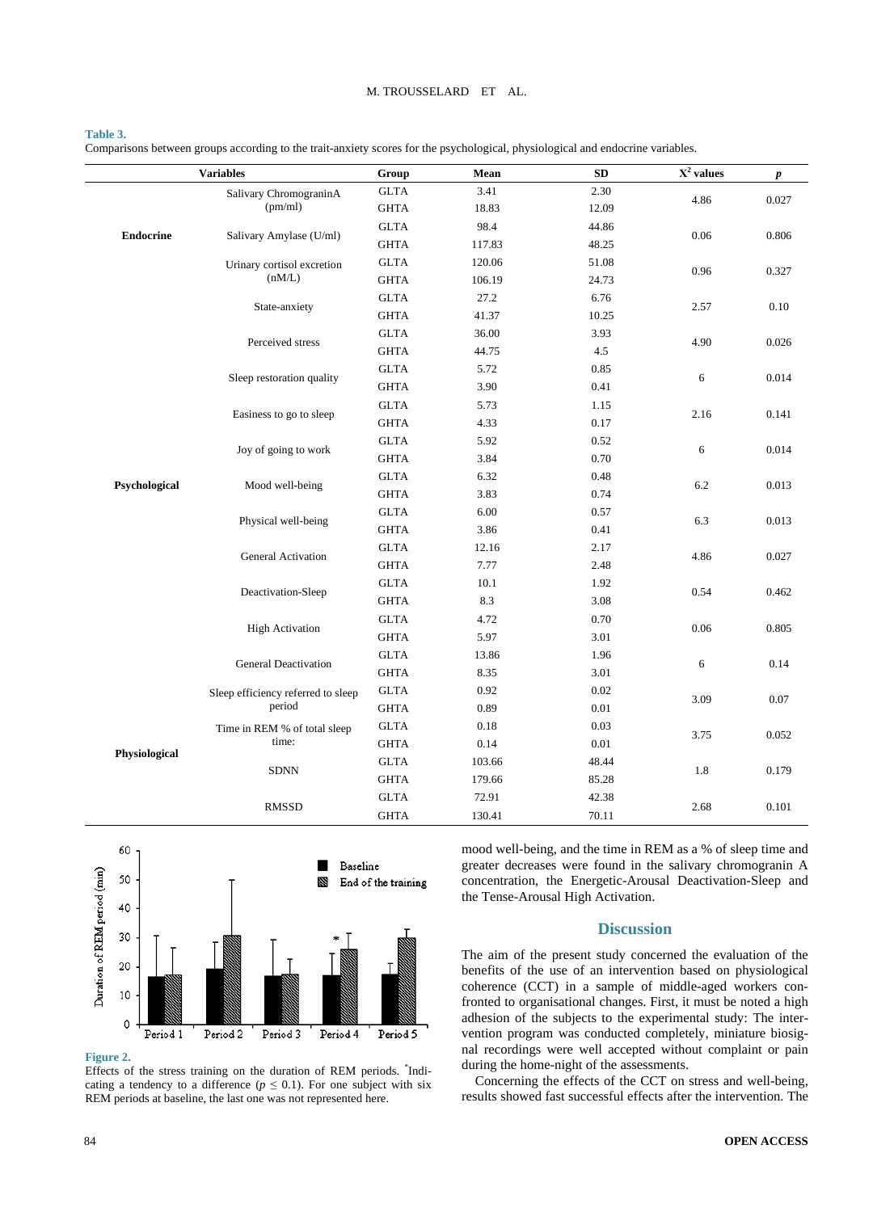**Table 3.**
Comparisons between groups according to the trait-anxiety scores for the psychological, physiological and endocrine variables.

| | Variables | Group | Mean | SD | $X^2$ values | *p* |
|---|---|---|---|---|---|---|
| **Endocrine** | Salivary ChromograninA (pm/ml) | GLTA | 3.41 | 2.30 | 4.86 | 0.027 |
| | | GHTA | 18.83 | 12.09 | | |
| | Salivary Amylase (U/ml) | GLTA | 98.4 | 44.86 | 0.06 | 0.806 |
| | | GHTA | 117.83 | 48.25 | | |
| | Urinary cortisol excretion (nM/L) | GLTA | 120.06 | 51.08 | 0.96 | 0.327 |
| | | GHTA | 106.19 | 24.73 | | |
| **Psychological** | State-anxiety | GLTA | 27.2 | 6.76 | 2.57 | 0.10 |
| | | GHTA | 41.37 | 10.25 | | |
| | Perceived stress | GLTA | 36.00 | 3.93 | 4.90 | 0.026 |
| | | GHTA | 44.75 | 4.5 | | |
| | Sleep restoration quality | GLTA | 5.72 | 0.85 | 6 | 0.014 |
| | | GHTA | 3.90 | 0.41 | | |
| | Easiness to go to sleep | GLTA | 5.73 | 1.15 | 2.16 | 0.141 |
| | | GHTA | 4.33 | 0.17 | | |
| | Joy of going to work | GLTA | 5.92 | 0.52 | 6 | 0.014 |
| | | GHTA | 3.84 | 0.70 | | |
| | Mood well-being | GLTA | 6.32 | 0.48 | 6.2 | 0.013 |
| | | GHTA | 3.83 | 0.74 | | |
| | Physical well-being | GLTA | 6.00 | 0.57 | 6.3 | 0.013 |
| | | GHTA | 3.86 | 0.41 | | |
| | General Activation | GLTA | 12.16 | 2.17 | 4.86 | 0.027 |
| | | GHTA | 7.77 | 2.48 | | |
| | Deactivation-Sleep | GLTA | 10.1 | 1.92 | 0.54 | 0.462 |
| | | GHTA | 8.3 | 3.08 | | |
| | High Activation | GLTA | 4.72 | 0.70 | 0.06 | 0.805 |
| | | GHTA | 5.97 | 3.01 | | |
| | General Deactivation | GLTA | 13.86 | 1.96 | 6 | 0.14 |
| | | GHTA | 8.35 | 3.01 | | |
| **Physiological** | Sleep efficiency referred to sleep period | GLTA | 0.92 | 0.02 | 3.09 | 0.07 |
| | | GHTA | 0.89 | 0.01 | | |
| | Time in REM % of total sleep time: | GLTA | 0.18 | 0.03 | 3.75 | 0.052 |
| | | GHTA | 0.14 | 0.01 | | |
| | SDNN | GLTA | 103.66 | 48.44 | 1.8 | 0.179 |
| | | GHTA | 179.66 | 85.28 | | |
| | RMSSD | GLTA | 72.91 | 42.38 | 2.68 | 0.101 |
| | | GHTA | 130.41 | 70.11 | | |

**Figure 2.**
Effects of the stress training on the duration of REM periods. *Indicating a tendency to a difference ($p \leq 0.1$). For one subject with six REM periods at baseline, the last one was not represented here.

mood well-being, and the time in REM as a % of sleep time and greater decreases were found in the salivary chromogranin A concentration, the Energetic-Arousal Deactivation-Sleep and the Tense-Arousal High Activation.

## Discussion

The aim of the present study concerned the evaluation of the benefits of the use of an intervention based on physiological coherence (CCT) in a sample of middle-aged workers confronted to organisational changes. First, it must be noted a high adhesion of the subjects to the experimental study: The intervention program was conducted completely, miniature biosignal recordings were well accepted without complaint or pain during the home-night of the assessments.

Concerning the effects of the CCT on stress and well-being, results showed fast successful effects after the intervention. The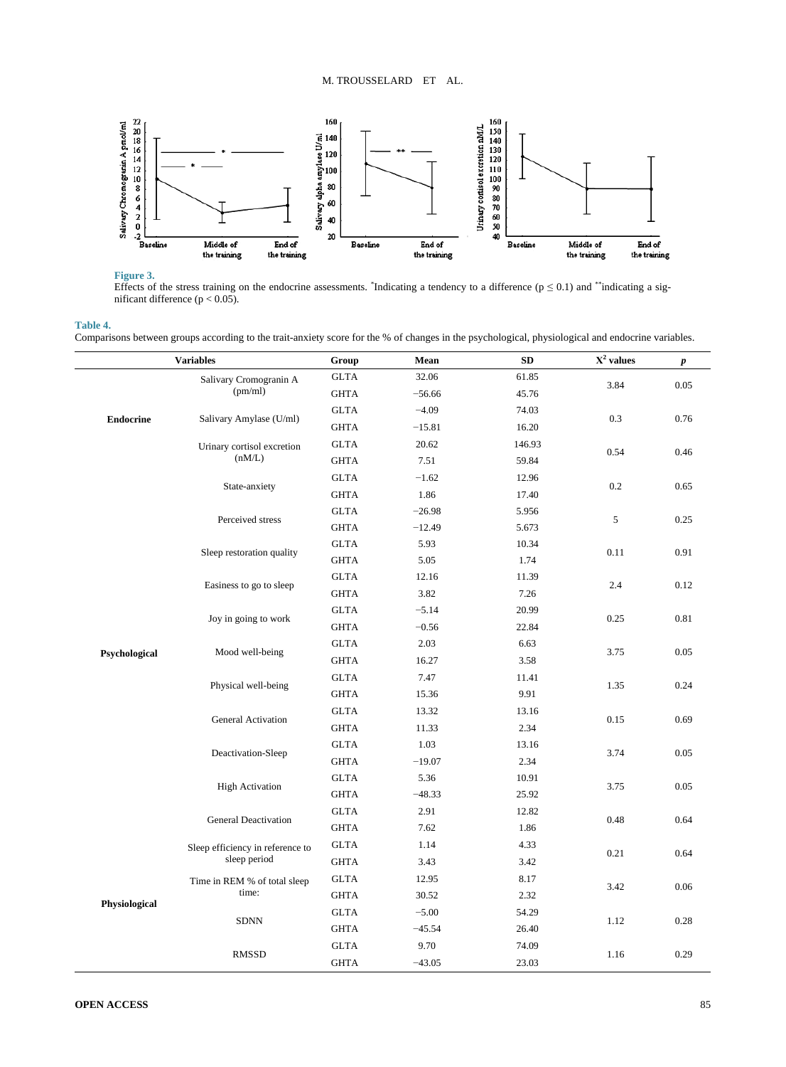**Figure 3.**
Effects of the stress training on the endocrine assessments. *Indicating a tendency to a difference ($p \leq 0.1$) and **indicating a significant difference ($p < 0.05$).

**Table 4.**
Comparisons between groups according to the trait-anxiety score for the % of changes in the psychological, physiological and endocrine variables.

| | Variables | Group | Mean | SD | $X^2$ values | $p$ |
|---|---|---|---|---|---|---|
| Endocrine | Salivary Cromogranin A (pm/ml) | GLTA | 32.06 | 61.85 | 3.84 | 0.05 |
| | | GHTA | −56.66 | 45.76 | | |
| | Salivary Amylase (U/ml) | GLTA | −4.09 | 74.03 | 0.3 | 0.76 |
| | | GHTA | −15.81 | 16.20 | | |
| | Urinary cortisol excretion (nM/L) | GLTA | 20.62 | 146.93 | 0.54 | 0.46 |
| | | GHTA | 7.51 | 59.84 | | |
| Psychological | State-anxiety | GLTA | −1.62 | 12.96 | 0.2 | 0.65 |
| | | GHTA | 1.86 | 17.40 | | |
| | Perceived stress | GLTA | −26.98 | 5.956 | 5 | 0.25 |
| | | GHTA | −12.49 | 5.673 | | |
| | Sleep restoration quality | GLTA | 5.93 | 10.34 | 0.11 | 0.91 |
| | | GHTA | 5.05 | 1.74 | | |
| | Easiness to go to sleep | GLTA | 12.16 | 11.39 | 2.4 | 0.12 |
| | | GHTA | 3.82 | 7.26 | | |
| | Joy in going to work | GLTA | −5.14 | 20.99 | 0.25 | 0.81 |
| | | GHTA | −0.56 | 22.84 | | |
| | Mood well-being | GLTA | 2.03 | 6.63 | 3.75 | 0.05 |
| | | GHTA | 16.27 | 3.58 | | |
| | Physical well-being | GLTA | 7.47 | 11.41 | 1.35 | 0.24 |
| | | GHTA | 15.36 | 9.91 | | |
| | General Activation | GLTA | 13.32 | 13.16 | 0.15 | 0.69 |
| | | GHTA | 11.33 | 2.34 | | |
| | Deactivation-Sleep | GLTA | 1.03 | 13.16 | 3.74 | 0.05 |
| | | GHTA | −19.07 | 2.34 | | |
| | High Activation | GLTA | 5.36 | 10.91 | 3.75 | 0.05 |
| | | GHTA | −48.33 | 25.92 | | |
| | General Deactivation | GLTA | 2.91 | 12.82 | 0.48 | 0.64 |
| | | GHTA | 7.62 | 1.86 | | |
| Physiological | Sleep efficiency in reference to sleep period | GLTA | 1.14 | 4.33 | 0.21 | 0.64 |
| | | GHTA | 3.43 | 3.42 | | |
| | Time in REM % of total sleep time: | GLTA | 12.95 | 8.17 | 3.42 | 0.06 |
| | | GHTA | 30.52 | 2.32 | | |
| | SDNN | GLTA | −5.00 | 54.29 | 1.12 | 0.28 |
| | | GHTA | −45.54 | 26.40 | | |
| | RMSSD | GLTA | 9.70 | 74.09 | 1.16 | 0.29 |
| | | GHTA | −43.05 | 23.03 | | |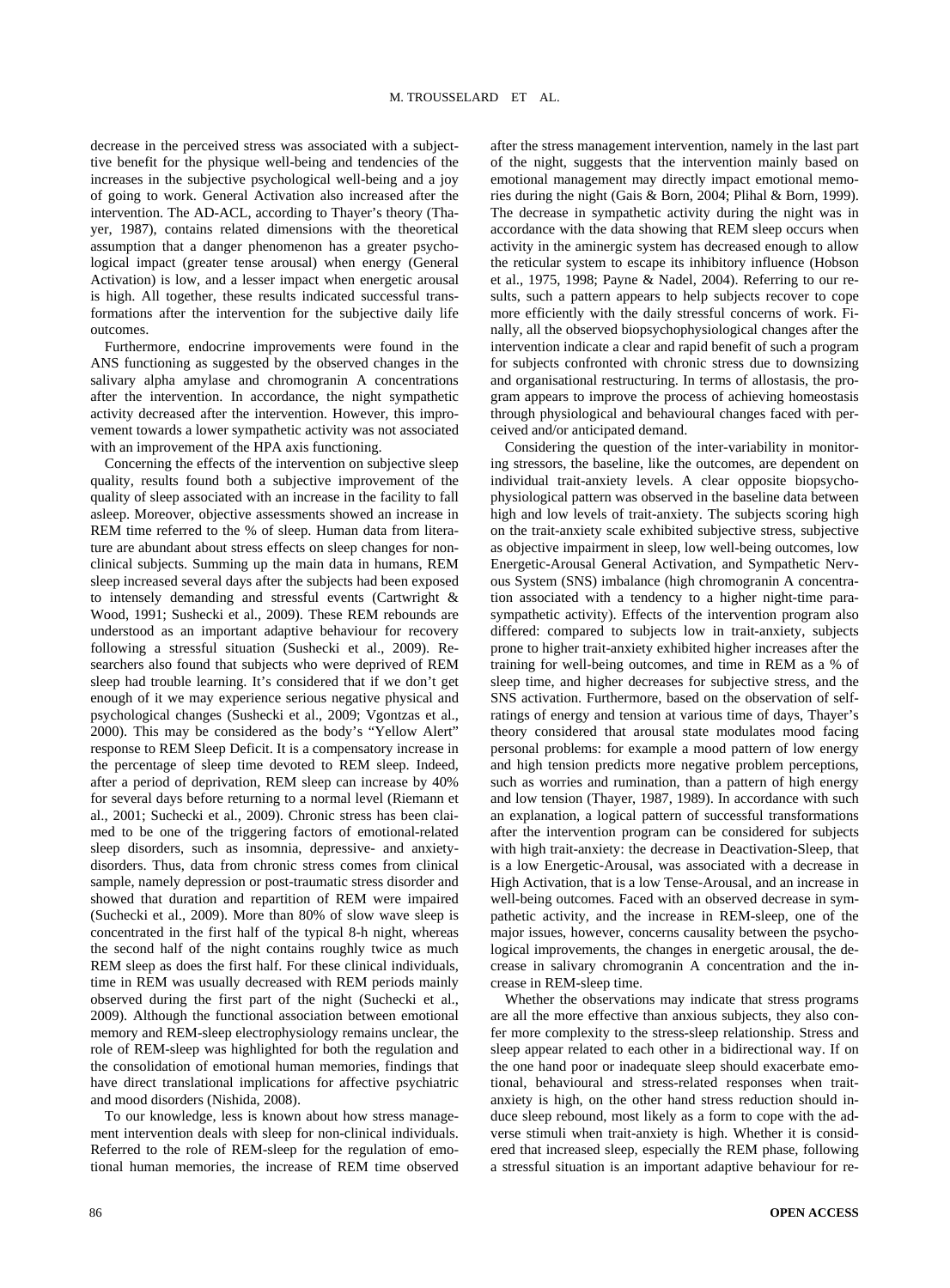decrease in the perceived stress was associated with a subjecttive benefit for the physique well-being and tendencies of the increases in the subjective psychological well-being and a joy of going to work. General Activation also increased after the intervention. The AD-ACL, according to Thayer's theory (Thayer, 1987), contains related dimensions with the theoretical assumption that a danger phenomenon has a greater psychological impact (greater tense arousal) when energy (General Activation) is low, and a lesser impact when energetic arousal is high. All together, these results indicated successful transformations after the intervention for the subjective daily life outcomes.

Furthermore, endocrine improvements were found in the ANS functioning as suggested by the observed changes in the salivary alpha amylase and chromogranin A concentrations after the intervention. In accordance, the night sympathetic activity decreased after the intervention. However, this improvement towards a lower sympathetic activity was not associated with an improvement of the HPA axis functioning.

Concerning the effects of the intervention on subjective sleep quality, results found both a subjective improvement of the quality of sleep associated with an increase in the facility to fall asleep. Moreover, objective assessments showed an increase in REM time referred to the % of sleep. Human data from literature are abundant about stress effects on sleep changes for nonclinical subjects. Summing up the main data in humans, REM sleep increased several days after the subjects had been exposed to intensely demanding and stressful events (Cartwright & Wood, 1991; Sushecki et al., 2009). These REM rebounds are understood as an important adaptive behaviour for recovery following a stressful situation (Sushecki et al., 2009). Researchers also found that subjects who were deprived of REM sleep had trouble learning. It's considered that if we don't get enough of it we may experience serious negative physical and psychological changes (Sushecki et al., 2009; Vgontzas et al., 2000). This may be considered as the body's "Yellow Alert" response to REM Sleep Deficit. It is a compensatory increase in the percentage of sleep time devoted to REM sleep. Indeed, after a period of deprivation, REM sleep can increase by 40% for several days before returning to a normal level (Riemann et al., 2001; Suchecki et al., 2009). Chronic stress has been claimed to be one of the triggering factors of emotional-related sleep disorders, such as insomnia, depressive- and anxiety-disorders. Thus, data from chronic stress comes from clinical sample, namely depression or post-traumatic stress disorder and showed that duration and repartition of REM were impaired (Suchecki et al., 2009). More than 80% of slow wave sleep is concentrated in the first half of the typical 8-h night, whereas the second half of the night contains roughly twice as much REM sleep as does the first half. For these clinical individuals, time in REM was usually decreased with REM periods mainly observed during the first part of the night (Suchecki et al., 2009). Although the functional association between emotional memory and REM-sleep electrophysiology remains unclear, the role of REM-sleep was highlighted for both the regulation and the consolidation of emotional human memories, findings that have direct translational implications for affective psychiatric and mood disorders (Nishida, 2008).

To our knowledge, less is known about how stress management intervention deals with sleep for non-clinical individuals. Referred to the role of REM-sleep for the regulation of emotional human memories, the increase of REM time observed after the stress management intervention, namely in the last part of the night, suggests that the intervention mainly based on emotional management may directly impact emotional memories during the night (Gais & Born, 2004; Plihal & Born, 1999). The decrease in sympathetic activity during the night was in accordance with the data showing that REM sleep occurs when activity in the aminergic system has decreased enough to allow the reticular system to escape its inhibitory influence (Hobson et al., 1975, 1998; Payne & Nadel, 2004). Referring to our results, such a pattern appears to help subjects recover to cope more efficiently with the daily stressful concerns of work. Finally, all the observed biopsychophysiological changes after the intervention indicate a clear and rapid benefit of such a program for subjects confronted with chronic stress due to downsizing and organisational restructuring. In terms of allostasis, the program appears to improve the process of achieving homeostasis through physiological and behavioural changes faced with perceived and/or anticipated demand.

Considering the question of the inter-variability in monitoring stressors, the baseline, like the outcomes, are dependent on individual trait-anxiety levels. A clear opposite biopsychophysiological pattern was observed in the baseline data between high and low levels of trait-anxiety. The subjects scoring high on the trait-anxiety scale exhibited subjective stress, subjective as objective impairment in sleep, low well-being outcomes, low Energetic-Arousal General Activation, and Sympathetic Nervous System (SNS) imbalance (high chromogranin A concentration associated with a tendency to a higher night-time parasympathetic activity). Effects of the intervention program also differed: compared to subjects low in trait-anxiety, subjects prone to higher trait-anxiety exhibited higher increases after the training for well-being outcomes, and time in REM as a % of sleep time, and higher decreases for subjective stress, and the SNS activation. Furthermore, based on the observation of self-ratings of energy and tension at various time of days, Thayer's theory considered that arousal state modulates mood facing personal problems: for example a mood pattern of low energy and high tension predicts more negative problem perceptions, such as worries and rumination, than a pattern of high energy and low tension (Thayer, 1987, 1989). In accordance with such an explanation, a logical pattern of successful transformations after the intervention program can be considered for subjects with high trait-anxiety: the decrease in Deactivation-Sleep, that is a low Energetic-Arousal, was associated with a decrease in High Activation, that is a low Tense-Arousal, and an increase in well-being outcomes. Faced with an observed decrease in sympathetic activity, and the increase in REM-sleep, one of the major issues, however, concerns causality between the psychological improvements, the changes in energetic arousal, the decrease in salivary chromogranin A concentration and the increase in REM-sleep time.

Whether the observations may indicate that stress programs are all the more effective than anxious subjects, they also confer more complexity to the stress-sleep relationship. Stress and sleep appear related to each other in a bidirectional way. If on the one hand poor or inadequate sleep should exacerbate emotional, behavioural and stress-related responses when trait-anxiety is high, on the other hand stress reduction should induce sleep rebound, most likely as a form to cope with the adverse stimuli when trait-anxiety is high. Whether it is considered that increased sleep, especially the REM phase, following a stressful situation is an important adaptive behaviour for re-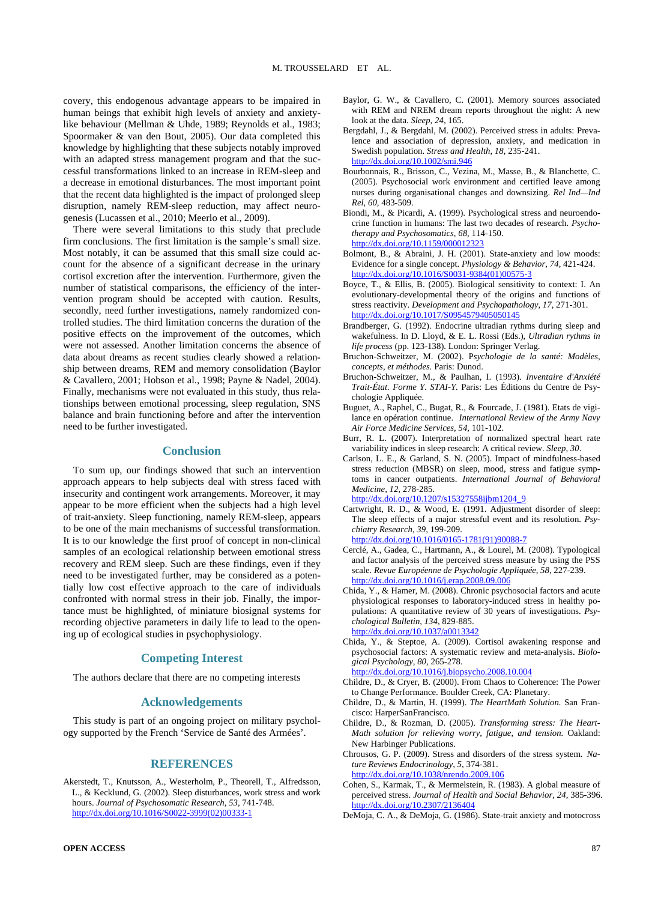covery, this endogenous advantage appears to be impaired in human beings that exhibit high levels of anxiety and anxiety-like behaviour (Mellman & Uhde, 1989; Reynolds et al., 1983; Spoormaker & van den Bout, 2005). Our data completed this knowledge by highlighting that these subjects notably improved with an adapted stress management program and that the successful transformations linked to an increase in REM-sleep and a decrease in emotional disturbances. The most important point that the recent data highlighted is the impact of prolonged sleep disruption, namely REM-sleep reduction, may affect neurogenesis (Lucassen et al., 2010; Meerlo et al., 2009).

There were several limitations to this study that preclude firm conclusions. The first limitation is the sample's small size. Most notably, it can be assumed that this small size could account for the absence of a significant decrease in the urinary cortisol excretion after the intervention. Furthermore, given the number of statistical comparisons, the efficiency of the intervention program should be accepted with caution. Results, secondly, need further investigations, namely randomized controlled studies. The third limitation concerns the duration of the positive effects on the improvement of the outcomes, which were not assessed. Another limitation concerns the absence of data about dreams as recent studies clearly showed a relationship between dreams, REM and memory consolidation (Baylor & Cavallero, 2001; Hobson et al., 1998; Payne & Nadel, 2004). Finally, mechanisms were not evaluated in this study, thus relationships between emotional processing, sleep regulation, SNS balance and brain functioning before and after the intervention need to be further investigated.

## Conclusion

To sum up, our findings showed that such an intervention approach appears to help subjects deal with stress faced with insecurity and contingent work arrangements. Moreover, it may appear to be more efficient when the subjects had a high level of trait-anxiety. Sleep functioning, namely REM-sleep, appears to be one of the main mechanisms of successful transformation. It is to our knowledge the first proof of concept in non-clinical samples of an ecological relationship between emotional stress recovery and REM sleep. Such are these findings, even if they need to be investigated further, may be considered as a potentially low cost effective approach to the care of individuals confronted with normal stress in their job. Finally, the importance must be highlighted, of miniature biosignal systems for recording objective parameters in daily life to lead to the opening up of ecological studies in psychophysiology.

## Competing Interest

The authors declare that there are no competing interests

## Acknowledgements

This study is part of an ongoing project on military psychology supported by the French 'Service de Santé des Armées'.

## REFERENCES

Akerstedt, T., Knutsson, A., Westerholm, P., Theorell, T., Alfredsson, L., & Kecklund, G. (2002). Sleep disturbances, work stress and work hours. *Journal of Psychosomatic Research, 53,* 741-748. http://dx.doi.org/10.1016/S0022-3999(02)00333-1

Baylor, G. W., & Cavallero, C. (2001). Memory sources associated with REM and NREM dream reports throughout the night: A new look at the data. *Sleep, 24,* 165.

Bergdahl, J., & Bergdahl, M. (2002). Perceived stress in adults: Prevalence and association of depression, anxiety, and medication in Swedish population. *Stress and Health, 18,* 235-241. http://dx.doi.org/10.1002/smi.946

Bourbonnais, R., Brisson, C., Vezina, M., Masse, B., & Blanchette, C. (2005). Psychosocial work environment and certified leave among nurses during organisational changes and downsizing. *Rel Ind—Ind Rel, 60,* 483-509.

Biondi, M., & Picardi, A. (1999). Psychological stress and neuroendocrine function in humans: The last two decades of research. *Psychotherapy and Psychosomatics, 68,* 114-150. http://dx.doi.org/10.1159/000012323

Bolmont, B., & Abraini, J. H. (2001). State-anxiety and low moods: Evidence for a single concept. *Physiology & Behavior, 74,* 421-424. http://dx.doi.org/10.1016/S0031-9384(01)00575-3

Boyce, T., & Ellis, B. (2005). Biological sensitivity to context: I. An evolutionary-developmental theory of the origins and functions of stress reactivity. *Development and Psychopathology, 17,* 271-301. http://dx.doi.org/10.1017/S0954579405050145

Brandberger, G. (1992). Endocrine ultradian rythms during sleep and wakefulness. In D. Lloyd, & E. L. Rossi (Eds.), *Ultradian rythms in life process* (pp. 123-138). London: Springer Verlag.

Bruchon-Schweitzer, M. (2002). P*sychologie de la santé: Modèles, concepts, et méthodes.* Paris: Dunod.

Bruchon-Schweitzer, M., & Paulhan, I. (1993). *Inventaire d'Anxiété Trait-État. Forme Y. STAI-Y.* Paris: Les Éditions du Centre de Psychologie Appliquée.

Buguet, A., Raphel, C., Bugat, R., & Fourcade, J. (1981). Etats de vigilance en opération continue. *International Review of the Army Navy Air Force Medicine Services, 54,* 101-102.

Burr, R. L. (2007). Interpretation of normalized spectral heart rate variability indices in sleep research: A critical review. *Sleep, 30*.

Carlson, L. E., & Garland, S. N. (2005). Impact of mindfulness-based stress reduction (MBSR) on sleep, mood, stress and fatigue symptoms in cancer outpatients. *International Journal of Behavioral Medicine, 12,* 278-285. http://dx.doi.org/10.1207/s15327558ijbm1204_9

Cartwright, R. D., & Wood, E. (1991. Adjustment disorder of sleep: The sleep effects of a major stressful event and its resolution. *Psychiatry Research, 39,* 199-209. http://dx.doi.org/10.1016/0165-1781(91)90088-7

Cerclé, A., Gadea, C., Hartmann, A., & Lourel, M. (2008). Typological and factor analysis of the perceived stress measure by using the PSS scale. *Revue Européenne de Psychologie Appliquée, 58,* 227-239. http://dx.doi.org/10.1016/j.erap.2008.09.006

Chida, Y., & Hamer, M. (2008). Chronic psychosocial factors and acute physiological responses to laboratory-induced stress in healthy populations: A quantitative review of 30 years of investigations. *Psychological Bulletin, 134,* 829-885. http://dx.doi.org/10.1037/a0013342

Chida, Y., & Steptoe, A. (2009). Cortisol awakening response and psychosocial factors: A systematic review and meta-analysis. *Biological Psychology, 80,* 265-278. http://dx.doi.org/10.1016/j.biopsycho.2008.10.004

Childre, D., & Cryer, B. (2000). From Chaos to Coherence: The Power to Change Performance. Boulder Creek, CA: Planetary.

Childre, D., & Martin, H. (1999). *The HeartMath Solution.* San Francisco: HarperSanFrancisco.

Childre, D., & Rozman, D. (2005). *Transforming stress: The HeartMath solution for relieving worry, fatigue, and tension.* Oakland: New Harbinger Publications.

Chrousos, G. P. (2009). Stress and disorders of the stress system. *Nature Reviews Endocrinology, 5,* 374-381. http://dx.doi.org/10.1038/nrendo.2009.106

Cohen, S., Karmak, T., & Mermelstein, R. (1983). A global measure of perceived stress. *Journal of Health and Social Behavior, 24,* 385-396. http://dx.doi.org/10.2307/2136404

DeMoja, C. A., & DeMoja, G. (1986). State-trait anxiety and motocross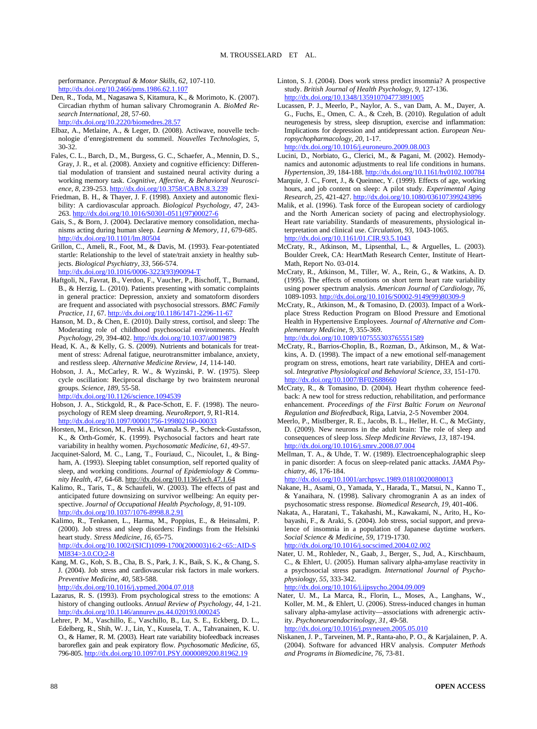performance. *Perceptual & Motor Skills, 62*, 107-110. http://dx.doi.org/10.2466/pms.1986.62.1.107

Den, R., Toda, M., Nagasawa S, Kitamura, K., & Morimoto, K. (2007). Circadian rhythm of human salivary Chromogranin A. *BioMed Research International, 28*, 57-60. http://dx.doi.org/10.2220/biomedres.28.57

Elbaz, A., Metlaine, A., & Leger, D. (2008). Actiwave, nouvelle technologie d'enregistrement du sommeil. *Nouvelles Technologies, 5*, 30-32.

Fales, C. L., Barch, D., M., Burgess, G. C., Schaefer, A., Mennin, D. S., Gray, J. R., et al. (2008). Anxiety and cognitive efficiency: Differential modulation of transient and sustained neural activity during a working memory task. *Cognitive, Affective, & Behavioral Neuroscience, 8*, 239-253. http://dx.doi.org/10.3758/CABN.8.3.239

Friedman, B. H., & Thayer, J. F. (1998). Anxiety and autonomic flexibility: A cardiovascular approach. *Biological Psychology, 47*, 243-263. http://dx.doi.org/10.1016/S0301-0511(97)00027-6

Gais, S., & Born, J. (2004). Declarative memory consolidation, mechanisms acting during human sleep. *Learning & Memory, 11*, 679-685. http://dx.doi.org/10.1101/lm.80504

Grillon, C., Ameli, R., Foot, M., & Davis, M. (1993). Fear-potentiated startle: Relationship to the level of state/trait anxiety in healthy subjects. *Biological Psychiatry, 33*, 566-574. http://dx.doi.org/10.1016/0006-3223(93)90094-T

Haftgoli, N., Favrat, B., Verdon, F., Vaucher, P., Bischoff, T., Burnand, B., & Herzig, L. (2010). Patients presenting with somatic complaints in general practice: Depression, anxiety and somatoform disorders are frequent and associated with psychosocial stressors. *BMC Family Practice, 11*, 67. http://dx.doi.org/10.1186/1471-2296-11-67

Hanson, M. D., & Chen, E. (2010). Daily stress, cortisol, and sleep: The Moderating role of childhood psychosocial environments. *Health Psychology, 29*, 394-402. http://dx.doi.org/10.1037/a0019879

Head, K. A., & Kelly, G. S. (2009). Nutrients and botanicals for treatment of stress: Adrenal fatigue, neurotransmitter imbalance, anxiety, and restless sleep. *Alternative Medicine Review, 14*, 114-140.

Hobson, J. A., McCarley, R. W., & Wyzinski, P. W. (1975). Sleep cycle oscillation: Reciprocal discharge by two brainstem neuronal groups. *Science, 189*, 55-58. http://dx.doi.org/10.1126/science.1094539

Hobson, J. A., Stickgold, R., & Pace-Schott, E. F. (1998). The neuropsychology of REM sleep dreaming. *NeuroReport, 9*, R1-R14. http://dx.doi.org/10.1097/00001756-199802160-00033

Horsten, M., Ericson, M., Perski A., Wamala S. P., Schenck-Gustafsson, K., & Orth-Gomér, K. (1999). Psychosocial factors and heart rate variability in healthy women. *Psychosomatic Medicine, 61*, 49-57.

Jacquinet-Salord, M. C., Lang, T., Fouriaud, C., Nicoulet, I., & Bingham, A. (1993). Sleeping tablet consumption, self reported quality of sleep, and working conditions. *Journal of Epidemiology & Community Health, 47*, 64-68. http://dx.doi.org/10.1136/jech.47.1.64

Kalimo, R., Taris, T., & Schaufeli, W. (2003). The effects of past and anticipated future downsizing on survivor wellbeing: An equity perspective. *Journal of Occupational Health Psychology, 8*, 91-109. http://dx.doi.org/10.1037/1076-8998.8.2.91

Kalimo, R., Tenkanen, L., Harma, M., Poppius, E., & Heinsalmi, P. (2000). Job stress and sleep disorders: Findings from the Helsinki heart study. *Stress Medicine, 16*, 65-75. http://dx.doi.org/10.1002/(SICI)1099-1700(200003)16:2<65::AID-SMI834>3.0.CO;2-8

Kang, M. G., Koh, S. B., Cha, B. S., Park, J. K., Baik, S. K., & Chang, S. J. (2004). Job stress and cardiovascular risk factors in male workers. *Preventive Medicine, 40*, 583-588. http://dx.doi.org/10.1016/j.ypmed.2004.07.018

Lazarus, R. S. (1993). From psychological stress to the emotions: A history of changing outlooks. *Annual Review of Psychology, 44*, 1-21. http://dx.doi.org/10.1146/annurev.ps.44.020193.000245

Lehrer, P. M., Vaschillo, E., Vaschillo, B., Lu, S. E., Eckberg, D. L., Edelberg, R., Shih, W. J., Lin, Y., Kuusela, T. A., Tahvanainen, K. U. O., & Hamer, R. M. (2003). Heart rate variability biofeedback increases baroreflex gain and peak expiratory flow. *Psychosomatic Medicine, 65*, 796-805. http://dx.doi.org/10.1097/01.PSY.0000089200.81962.19

Linton, S. J. (2004). Does work stress predict insomnia? A prospective study. *British Journal of Health Psychology, 9*, 127-136. http://dx.doi.org/10.1348/135910704773891005

Lucassen, P. J., Meerlo, P., Naylor, A. S., van Dam, A. M., Dayer, A. G., Fuchs, E., Omen, C. A., & Czeh, B. (2010). Regulation of adult neurogenesis by stress, sleep disruption, exercise and inflammation: Implications for depression and antidepressant action. *European Neuropsychopharmacology, 20*, 1-17. http://dx.doi.org/10.1016/j.euroneuro.2009.08.003

Lucini, D., Norbiato, G., Clerici, M., & Pagani, M. (2002). Hemodynamics and autonomic adjustments to real life conditions in humans. *Hypertension, 39*, 184-188. http://dx.doi.org/10.1161/hy0102.100784

Marquie, J. C., Foret, J., & Queinnec, Y. (1999). Effects of age, working hours, and job content on sleep: A pilot study. *Experimental Aging Research, 25*, 421-427. http://dx.doi.org/10.1080/036107399243896

Malik, et al. (1996). Task force of the European society of cardiology and the North American society of pacing and electrophysiology. Heart rate variability. Standards of measurements, physiological interpretation and clinical use. *Circulation, 93*, 1043-1065. http://dx.doi.org/10.1161/01.CIR.93.5.1043

McCraty, R., Atkinson, M., Lipsenthal, L., & Arguelles, L. (2003). Boulder Creek, CA: HeartMath Research Center, Institute of HeartMath, Report No. 03-014.

McCraty, R., Atkinson, M., Tiller, W. A., Rein, G., & Watkins, A. D. (1995). The effects of emotions on short term heart rate variability using power spectrum analysis. *American Journal of Cardiology, 76*, 1089-1093. http://dx.doi.org/10.1016/S0002-9149(99)80309-9

McCraty, R., Atkinson, M., & Tomasino, D. (2003). Impact of a Workplace Stress Reduction Program on Blood Pressure and Emotional Health in Hypertensive Employees. *Journal of Alternative and Complementary Medicine, 9*, 355-369. http://dx.doi.org/10.1089/107555303765551589

McCraty, R., Barrios-Choplin, B., Rozman, D., Atkinson, M., & Watkins, A. D. (1998). The impact of a new emotional self-management program on stress, emotions, heart rate variability, DHEA and cortisol. *Integrative Physiological and Behavioral Science, 33*, 151-170. http://dx.doi.org/10.1007/BF02688660

McCraty, R., & Tomasino, D. (2004). Heart rhythm coherence feedback: A new tool for stress reduction, rehabilitation, and performance enhancement. *Proceedings of the First Baltic Forum on Neuronal Regulation and Biofeedback*, Riga, Latvia, 2-5 November 2004.

Meerlo, P., Mistlberger, R. E., Jacobs, B. L., Heller, H. C., & McGinty, D. (2009). New neurons in the adult brain: The role of sleep and consequences of sleep loss. *Sleep Medicine Reviews, 13*, 187-194. http://dx.doi.org/10.1016/j.smrv.2008.07.004

Mellman, T. A., & Uhde, T. W. (1989). Electroencephalographic sleep in panic disorder: A focus on sleep-related panic attacks. *JAMA Psychiatry, 46*, 176-184. http://dx.doi.org/10.1001/archpsyc.1989.01810020080013

Nakane, H., Asami, O., Yamada, Y., Harada, T., Matsui, N., Kanno T., & Yanaihara, N. (1998). Salivary chromogranin A as an index of psychosomatic stress response. *Biomedical Research, 19*, 401-406.

Nakata, A., Haratani, T., Takahashi, M., Kawakami, N., Arito, H., Kobayashi, F., & Araki, S. (2004). Job stress, social support, and prevalence of insomnia in a population of Japanese daytime workers. *Social Science & Medicine, 59*, 1719-1730. http://dx.doi.org/10.1016/j.socscimed.2004.02.002

Nater, U. M., Rohleder, N., Gaab, J., Berger, S., Jud, A., Kirschbaum, C., & Ehlert, U. (2005). Human salivary alpha-amylase reactivity in a psychosocial stress paradigm. *International Journal of Psychophysiology, 55*, 333-342. http://dx.doi.org/10.1016/j.ijpsycho.2004.09.009

Nater, U. M., La Marca, R., Florin, L., Moses, A., Langhans, W., Koller, M. M., & Ehlert, U. (2006). Stress-induced changes in human salivary alpha-amylase activity—associations with adrenergic activity. *Psychoneuroendocrinology, 31*, 49-58. http://dx.doi.org/10.1016/j.psyneuen.2005.05.010

Niskanen, J. P., Tarveinen, M. P., Ranta-aho, P. O., & Karjalainen, P. A. (2004). Software for advanced HRV analysis. *Computer Methods and Programs in Biomedicine, 76*, 73-81.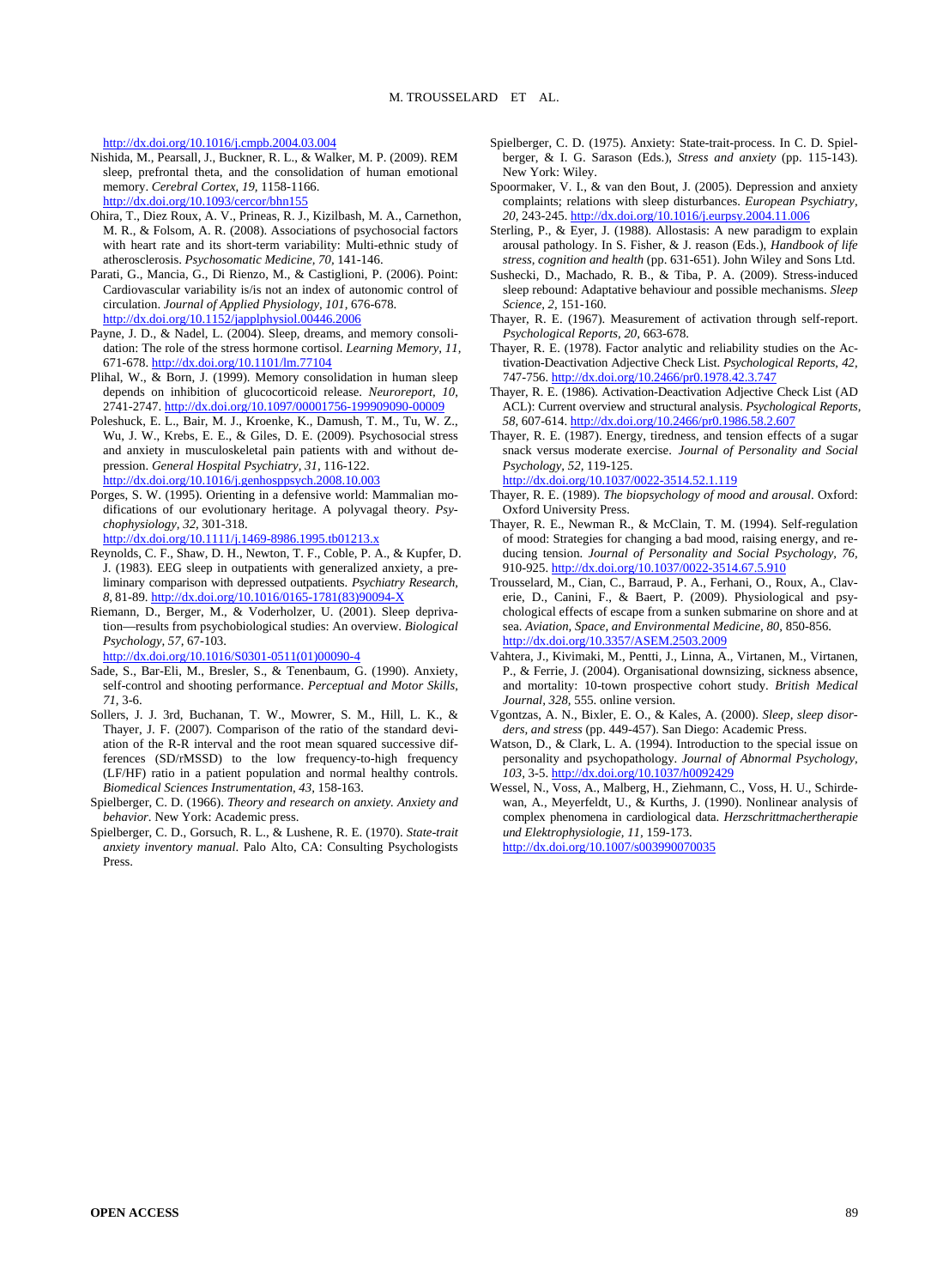http://dx.doi.org/10.1016/j.cmpb.2004.03.004

Nishida, M., Pearsall, J., Buckner, R. L., & Walker, M. P. (2009). REM sleep, prefrontal theta, and the consolidation of human emotional memory. *Cerebral Cortex, 19,* 1158-1166. http://dx.doi.org/10.1093/cercor/bhn155

Ohira, T., Diez Roux, A. V., Prineas, R. J., Kizilbash, M. A., Carnethon, M. R., & Folsom, A. R. (2008). Associations of psychosocial factors with heart rate and its short-term variability: Multi-ethnic study of atherosclerosis. *Psychosomatic Medicine, 70,* 141-146.

Parati, G., Mancia, G., Di Rienzo, M., & Castiglioni, P. (2006). Point: Cardiovascular variability is/is not an index of autonomic control of circulation. *Journal of Applied Physiology, 101,* 676-678. http://dx.doi.org/10.1152/japplphysiol.00446.2006

Payne, J. D., & Nadel, L. (2004). Sleep, dreams, and memory consolidation: The role of the stress hormone cortisol. *Learning Memory, 11,* 671-678. http://dx.doi.org/10.1101/lm.77104

Plihal, W., & Born, J. (1999). Memory consolidation in human sleep depends on inhibition of glucocorticoid release. *Neuroreport, 10,* 2741-2747. http://dx.doi.org/10.1097/00001756-199909090-00009

Poleshuck, E. L., Bair, M. J., Kroenke, K., Damush, T. M., Tu, W. Z., Wu, J. W., Krebs, E. E., & Giles, D. E. (2009). Psychosocial stress and anxiety in musculoskeletal pain patients with and without depression. *General Hospital Psychiatry, 31,* 116-122. http://dx.doi.org/10.1016/j.genhosppsych.2008.10.003

Porges, S. W. (1995). Orienting in a defensive world: Mammalian modifications of our evolutionary heritage. A polyvagal theory. *Psychophysiology, 32,* 301-318. http://dx.doi.org/10.1111/j.1469-8986.1995.tb01213.x

Reynolds, C. F., Shaw, D. H., Newton, T. F., Coble, P. A., & Kupfer, D. J. (1983). EEG sleep in outpatients with generalized anxiety, a preliminary comparison with depressed outpatients. *Psychiatry Research, 8,* 81-89. http://dx.doi.org/10.1016/0165-1781(83)90094-X

Riemann, D., Berger, M., & Voderholzer, U. (2001). Sleep deprivation—results from psychobiological studies: An overview. *Biological Psychology, 57,* 67-103. http://dx.doi.org/10.1016/S0301-0511(01)00090-4

Sade, S., Bar-Eli, M., Bresler, S., & Tenenbaum, G. (1990). Anxiety, self-control and shooting performance. *Perceptual and Motor Skills, 71,* 3-6.

Sollers, J. J. 3rd, Buchanan, T. W., Mowrer, S. M., Hill, L. K., & Thayer, J. F. (2007). Comparison of the ratio of the standard deviation of the R-R interval and the root mean squared successive differences (SD/rMSSD) to the low frequency-to-high frequency (LF/HF) ratio in a patient population and normal healthy controls. *Biomedical Sciences Instrumentation, 43,* 158-163.

Spielberger, C. D. (1966). *Theory and research on anxiety. Anxiety and behavior*. New York: Academic press.

Spielberger, C. D., Gorsuch, R. L., & Lushene, R. E. (1970). *State-trait anxiety inventory manual*. Palo Alto, CA: Consulting Psychologists Press.

Spielberger, C. D. (1975). Anxiety: State-trait-process. In C. D. Spielberger, & I. G. Sarason (Eds.), *Stress and anxiety* (pp. 115-143). New York: Wiley.

Spoormaker, V. I., & van den Bout, J. (2005). Depression and anxiety complaints; relations with sleep disturbances. *European Psychiatry, 20,* 243-245. http://dx.doi.org/10.1016/j.eurpsy.2004.11.006

Sterling, P., & Eyer, J. (1988). Allostasis: A new paradigm to explain arousal pathology. In S. Fisher, & J. reason (Eds.), *Handbook of life stress, cognition and health* (pp. 631-651). John Wiley and Sons Ltd.

Sushecki, D., Machado, R. B., & Tiba, P. A. (2009). Stress-induced sleep rebound: Adaptative behaviour and possible mechanisms. *Sleep Science, 2,* 151-160.

Thayer, R. E. (1967). Measurement of activation through self-report. *Psychological Reports, 20,* 663-678.

Thayer, R. E. (1978). Factor analytic and reliability studies on the Activation-Deactivation Adjective Check List. *Psychological Reports, 42,* 747-756. http://dx.doi.org/10.2466/pr0.1978.42.3.747

Thayer, R. E. (1986). Activation-Deactivation Adjective Check List (AD ACL): Current overview and structural analysis. *Psychological Reports, 58,* 607-614. http://dx.doi.org/10.2466/pr0.1986.58.2.607

Thayer, R. E. (1987). Energy, tiredness, and tension effects of a sugar snack versus moderate exercise. *Journal of Personality and Social Psychology, 52,* 119-125. http://dx.doi.org/10.1037/0022-3514.52.1.119

Thayer, R. E. (1989). *The biopsychology of mood and arousal*. Oxford: Oxford University Press.

Thayer, R. E., Newman R., & McClain, T. M. (1994). Self-regulation of mood: Strategies for changing a bad mood, raising energy, and reducing tension. *Journal of Personality and Social Psychology, 76,* 910-925. http://dx.doi.org/10.1037/0022-3514.67.5.910

Trousselard, M., Cian, C., Barraud, P. A., Ferhani, O., Roux, A., Claverie, D., Canini, F., & Baert, P. (2009). Physiological and psychological effects of escape from a sunken submarine on shore and at sea. *Aviation, Space, and Environmental Medicine, 80,* 850-856. http://dx.doi.org/10.3357/ASEM.2503.2009

Vahtera, J., Kivimaki, M., Pentti, J., Linna, A., Virtanen, M., Virtanen, P., & Ferrie, J. (2004). Organisational downsizing, sickness absence, and mortality: 10-town prospective cohort study. *British Medical Journal, 328,* 555. online version.

Vgontzas, A. N., Bixler, E. O., & Kales, A. (2000). *Sleep, sleep disorders, and stress* (pp. 449-457). San Diego: Academic Press.

Watson, D., & Clark, L. A. (1994). Introduction to the special issue on personality and psychopathology. *Journal of Abnormal Psychology, 103,* 3-5. http://dx.doi.org/10.1037/h0092429

Wessel, N., Voss, A., Malberg, H., Ziehmann, C., Voss, H. U., Schirdewan, A., Meyerfeldt, U., & Kurths, J. (1990). Nonlinear analysis of complex phenomena in cardiological data. *Herzschrittmachertherapie und Elektrophysiologie, 11,* 159-173. http://dx.doi.org/10.1007/s003990070035